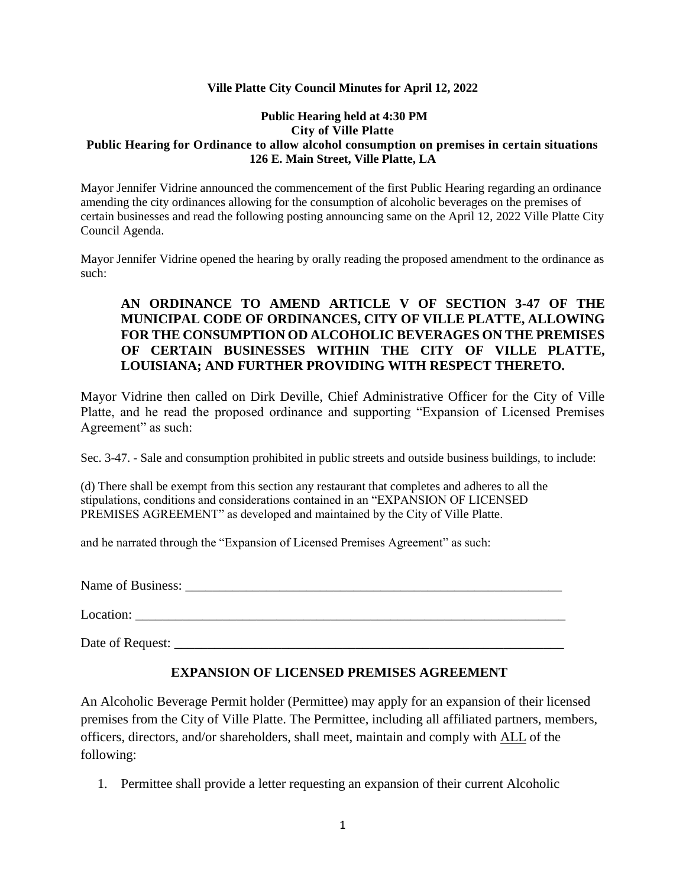**Ville Platte City Council Minutes for April 12, 2022**

**Public Hearing held at 4:30 PM**
**City of Ville Platte**
**Public Hearing for Ordinance to allow alcohol consumption on premises in certain situations**
**126 E. Main Street, Ville Platte, LA**

Mayor Jennifer Vidrine announced the commencement of the first Public Hearing regarding an ordinance amending the city ordinances allowing for the consumption of alcoholic beverages on the premises of certain businesses and read the following posting announcing same on the April 12, 2022 Ville Platte City Council Agenda.

Mayor Jennifer Vidrine opened the hearing by orally reading the proposed amendment to the ordinance as such:

> **AN ORDINANCE TO AMEND ARTICLE V OF SECTION 3-47 OF THE MUNICIPAL CODE OF ORDINANCES, CITY OF VILLE PLATTE, ALLOWING FOR THE CONSUMPTION OD ALCOHOLIC BEVERAGES ON THE PREMISES OF CERTAIN BUSINESSES WITHIN THE CITY OF VILLE PLATTE, LOUISIANA; AND FURTHER PROVIDING WITH RESPECT THERETO.**

Mayor Vidrine then called on Dirk Deville, Chief Administrative Officer for the City of Ville Platte, and he read the proposed ordinance and supporting "Expansion of Licensed Premises Agreement" as such:

Sec. 3-47. - Sale and consumption prohibited in public streets and outside business buildings, to include:

(d) There shall be exempt from this section any restaurant that completes and adheres to all the stipulations, conditions and considerations contained in an "EXPANSION OF LICENSED PREMISES AGREEMENT" as developed and maintained by the City of Ville Platte.

and he narrated through the "Expansion of Licensed Premises Agreement" as such:

Name of Business: ____________________________________________________________

Location: ____________________________________________________________________

Date of Request: ______________________________________________________________

## EXPANSION OF LICENSED PREMISES AGREEMENT

An Alcoholic Beverage Permit holder (Permittee) may apply for an expansion of their licensed premises from the City of Ville Platte. The Permittee, including all affiliated partners, members, officers, directors, and/or shareholders, shall meet, maintain and comply with ALL of the following:

1. Permittee shall provide a letter requesting an expansion of their current Alcoholic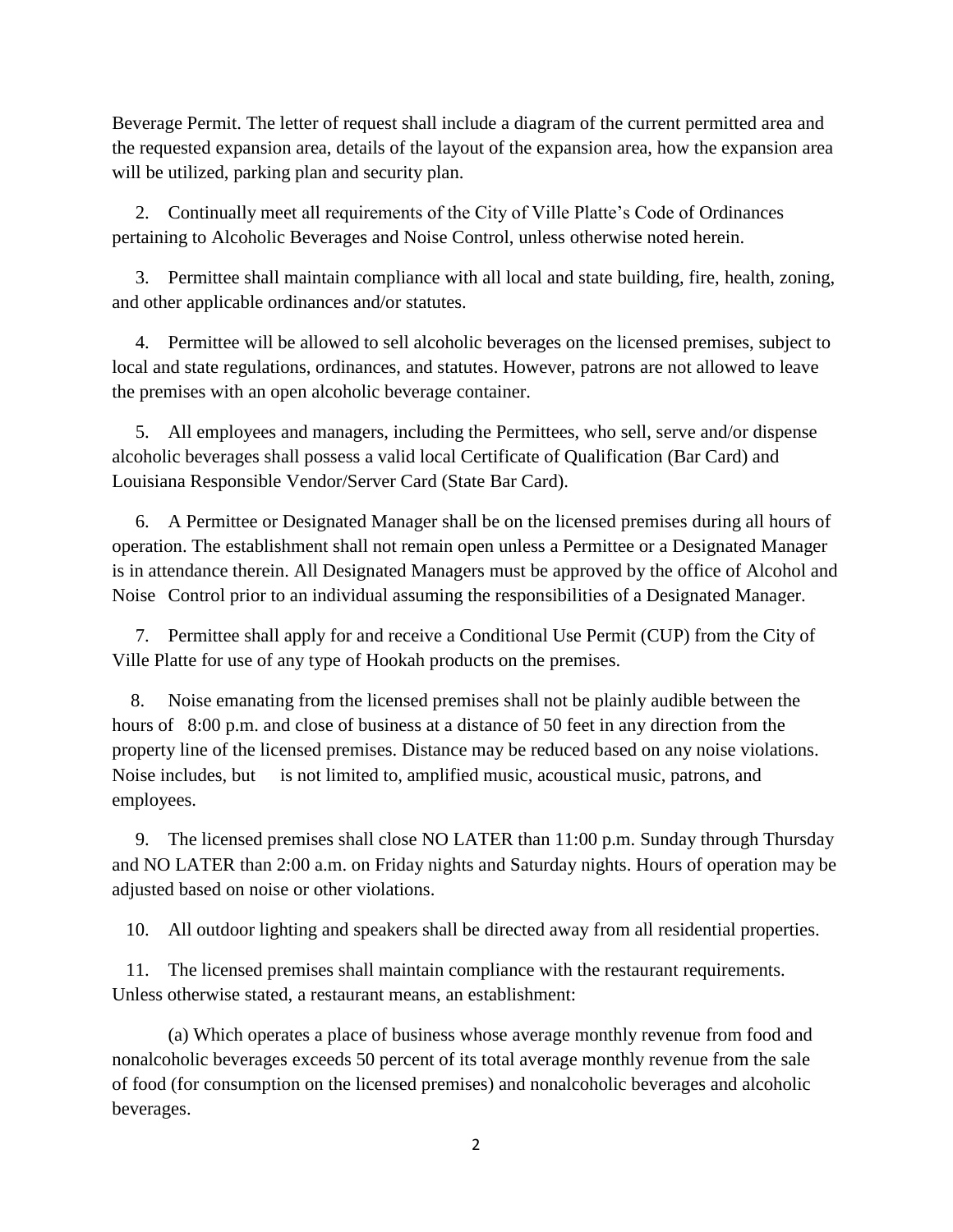Beverage Permit. The letter of request shall include a diagram of the current permitted area and the requested expansion area, details of the layout of the expansion area, how the expansion area will be utilized, parking plan and security plan.

2. Continually meet all requirements of the City of Ville Platte's Code of Ordinances pertaining to Alcoholic Beverages and Noise Control, unless otherwise noted herein.

3. Permittee shall maintain compliance with all local and state building, fire, health, zoning, and other applicable ordinances and/or statutes.

4. Permittee will be allowed to sell alcoholic beverages on the licensed premises, subject to local and state regulations, ordinances, and statutes. However, patrons are not allowed to leave the premises with an open alcoholic beverage container.

5. All employees and managers, including the Permittees, who sell, serve and/or dispense alcoholic beverages shall possess a valid local Certificate of Qualification (Bar Card) and Louisiana Responsible Vendor/Server Card (State Bar Card).

6. A Permittee or Designated Manager shall be on the licensed premises during all hours of operation. The establishment shall not remain open unless a Permittee or a Designated Manager is in attendance therein. All Designated Managers must be approved by the office of Alcohol and Noise Control prior to an individual assuming the responsibilities of a Designated Manager.

7. Permittee shall apply for and receive a Conditional Use Permit (CUP) from the City of Ville Platte for use of any type of Hookah products on the premises.

8. Noise emanating from the licensed premises shall not be plainly audible between the hours of 8:00 p.m. and close of business at a distance of 50 feet in any direction from the property line of the licensed premises. Distance may be reduced based on any noise violations. Noise includes, but is not limited to, amplified music, acoustical music, patrons, and employees.

9. The licensed premises shall close NO LATER than 11:00 p.m. Sunday through Thursday and NO LATER than 2:00 a.m. on Friday nights and Saturday nights. Hours of operation may be adjusted based on noise or other violations.

10. All outdoor lighting and speakers shall be directed away from all residential properties.

11. The licensed premises shall maintain compliance with the restaurant requirements. Unless otherwise stated, a restaurant means, an establishment:

(a) Which operates a place of business whose average monthly revenue from food and nonalcoholic beverages exceeds 50 percent of its total average monthly revenue from the sale of food (for consumption on the licensed premises) and nonalcoholic beverages and alcoholic beverages.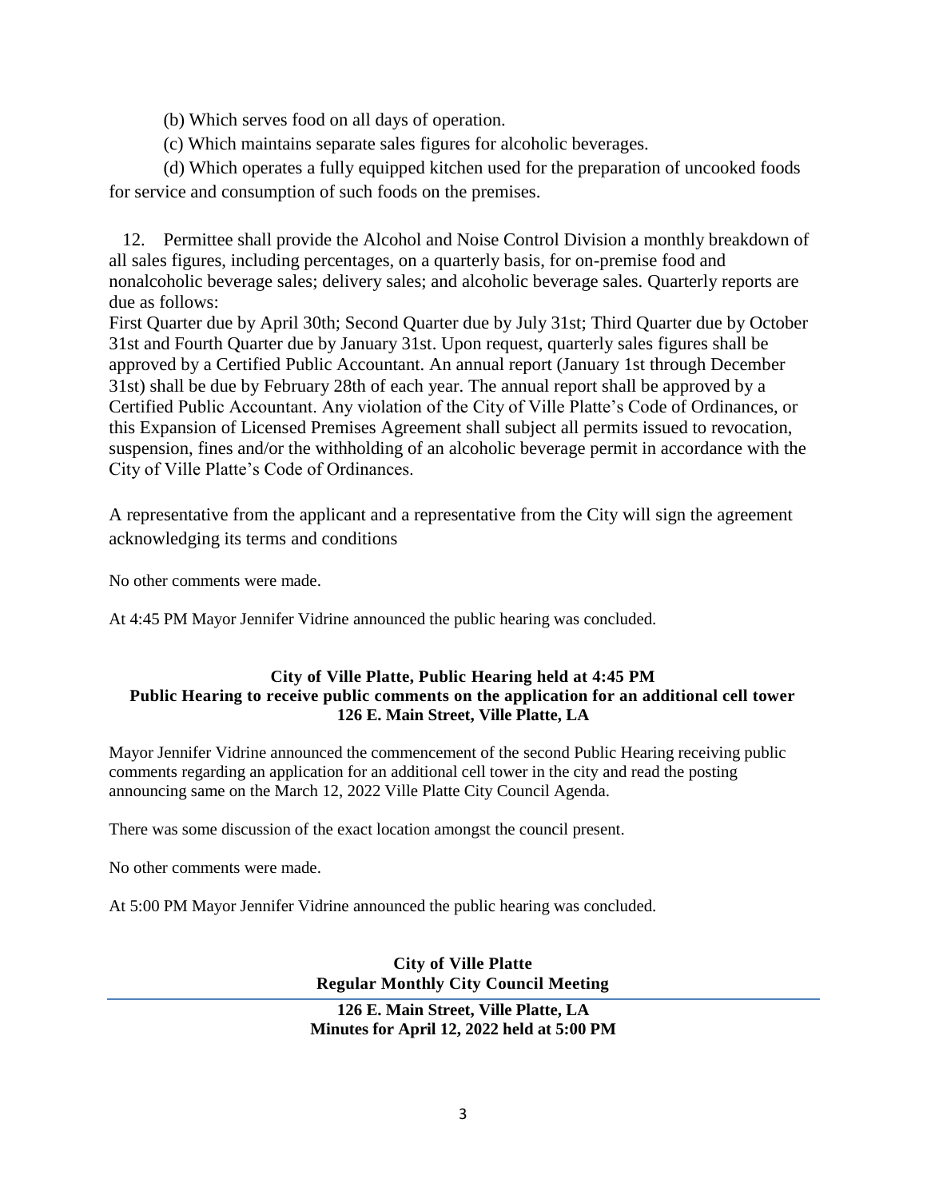(b) Which serves food on all days of operation.

(c) Which maintains separate sales figures for alcoholic beverages.

(d) Which operates a fully equipped kitchen used for the preparation of uncooked foods for service and consumption of such foods on the premises.

12. Permittee shall provide the Alcohol and Noise Control Division a monthly breakdown of all sales figures, including percentages, on a quarterly basis, for on-premise food and nonalcoholic beverage sales; delivery sales; and alcoholic beverage sales. Quarterly reports are due as follows:
First Quarter due by April 30th; Second Quarter due by July 31st; Third Quarter due by October 31st and Fourth Quarter due by January 31st. Upon request, quarterly sales figures shall be approved by a Certified Public Accountant. An annual report (January 1st through December 31st) shall be due by February 28th of each year. The annual report shall be approved by a Certified Public Accountant. Any violation of the City of Ville Platte's Code of Ordinances, or this Expansion of Licensed Premises Agreement shall subject all permits issued to revocation, suspension, fines and/or the withholding of an alcoholic beverage permit in accordance with the City of Ville Platte's Code of Ordinances.

A representative from the applicant and a representative from the City will sign the agreement acknowledging its terms and conditions

No other comments were made.

At 4:45 PM Mayor Jennifer Vidrine announced the public hearing was concluded.

**City of Ville Platte, Public Hearing held at 4:45 PM**
**Public Hearing to receive public comments on the application for an additional cell tower**
**126 E. Main Street, Ville Platte, LA**

Mayor Jennifer Vidrine announced the commencement of the second Public Hearing receiving public comments regarding an application for an additional cell tower in the city and read the posting announcing same on the March 12, 2022 Ville Platte City Council Agenda.

There was some discussion of the exact location amongst the council present.

No other comments were made.

At 5:00 PM Mayor Jennifer Vidrine announced the public hearing was concluded.

**City of Ville Platte**
**Regular Monthly City Council Meeting**

**126 E. Main Street, Ville Platte, LA**
**Minutes for April 12, 2022 held at 5:00 PM**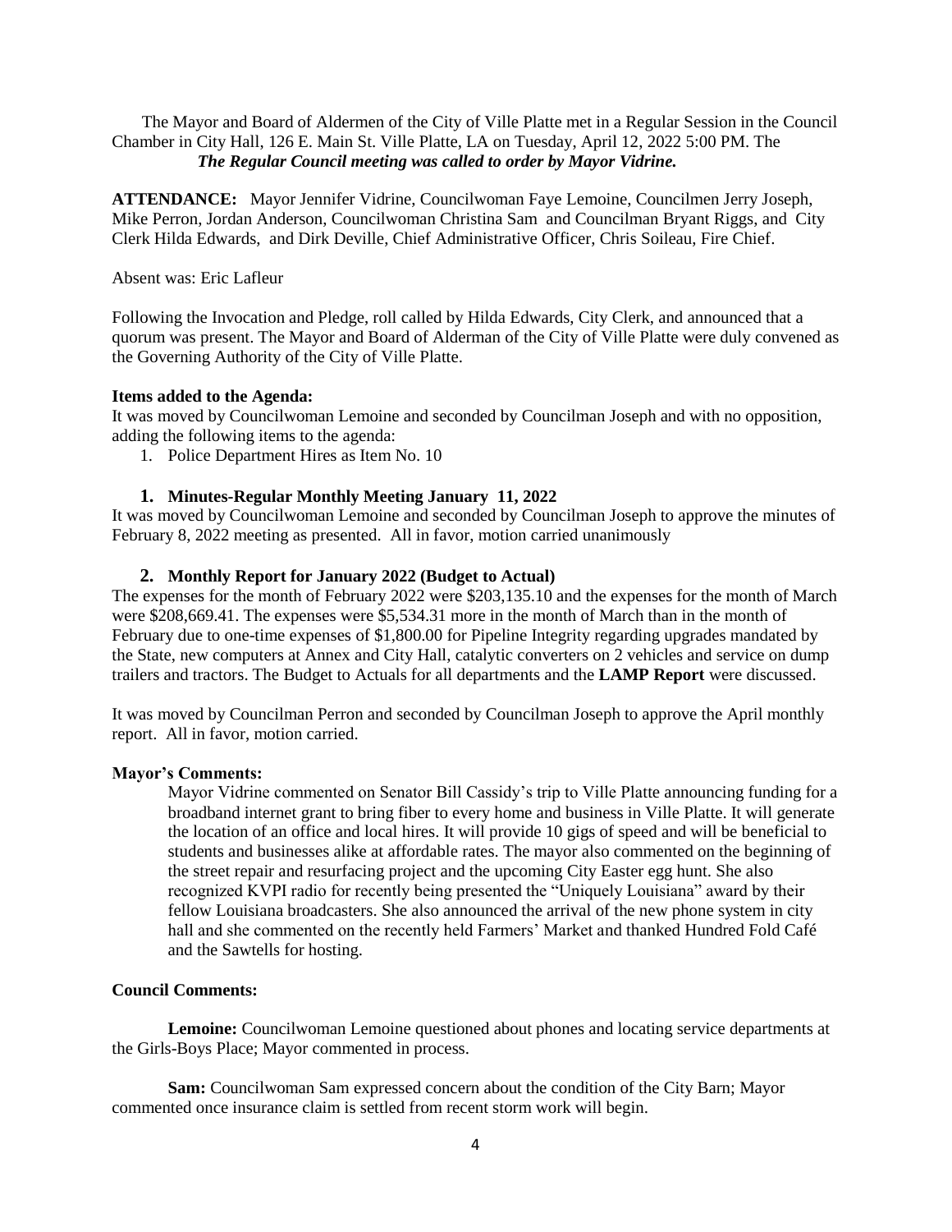The Mayor and Board of Aldermen of the City of Ville Platte met in a Regular Session in the Council Chamber in City Hall, 126 E. Main St. Ville Platte, LA on Tuesday, April 12, 2022 5:00 PM. The

***The Regular Council meeting was called to order by Mayor Vidrine.***

**ATTENDANCE:** Mayor Jennifer Vidrine, Councilwoman Faye Lemoine, Councilmen Jerry Joseph, Mike Perron, Jordan Anderson, Councilwoman Christina Sam and Councilman Bryant Riggs, and City Clerk Hilda Edwards, and Dirk Deville, Chief Administrative Officer, Chris Soileau, Fire Chief.

Absent was: Eric Lafleur

Following the Invocation and Pledge, roll called by Hilda Edwards, City Clerk, and announced that a quorum was present. The Mayor and Board of Alderman of the City of Ville Platte were duly convened as the Governing Authority of the City of Ville Platte.

**Items added to the Agenda:**

It was moved by Councilwoman Lemoine and seconded by Councilman Joseph and with no opposition, adding the following items to the agenda:

1. Police Department Hires as Item No. 10

### 1. Minutes-Regular Monthly Meeting January 11, 2022

It was moved by Councilwoman Lemoine and seconded by Councilman Joseph to approve the minutes of February 8, 2022 meeting as presented. All in favor, motion carried unanimously

### 2. Monthly Report for January 2022 (Budget to Actual)

The expenses for the month of February 2022 were $203,135.10 and the expenses for the month of March were $208,669.41. The expenses were $5,534.31 more in the month of March than in the month of February due to one-time expenses of $1,800.00 for Pipeline Integrity regarding upgrades mandated by the State, new computers at Annex and City Hall, catalytic converters on 2 vehicles and service on dump trailers and tractors. The Budget to Actuals for all departments and the **LAMP Report** were discussed.

It was moved by Councilman Perron and seconded by Councilman Joseph to approve the April monthly report. All in favor, motion carried.

**Mayor's Comments:**

Mayor Vidrine commented on Senator Bill Cassidy's trip to Ville Platte announcing funding for a broadband internet grant to bring fiber to every home and business in Ville Platte. It will generate the location of an office and local hires. It will provide 10 gigs of speed and will be beneficial to students and businesses alike at affordable rates. The mayor also commented on the beginning of the street repair and resurfacing project and the upcoming City Easter egg hunt. She also recognized KVPI radio for recently being presented the "Uniquely Louisiana" award by their fellow Louisiana broadcasters. She also announced the arrival of the new phone system in city hall and she commented on the recently held Farmers' Market and thanked Hundred Fold Café and the Sawtells for hosting.

**Council Comments:**

**Lemoine:** Councilwoman Lemoine questioned about phones and locating service departments at the Girls-Boys Place; Mayor commented in process.

**Sam:** Councilwoman Sam expressed concern about the condition of the City Barn; Mayor commented once insurance claim is settled from recent storm work will begin.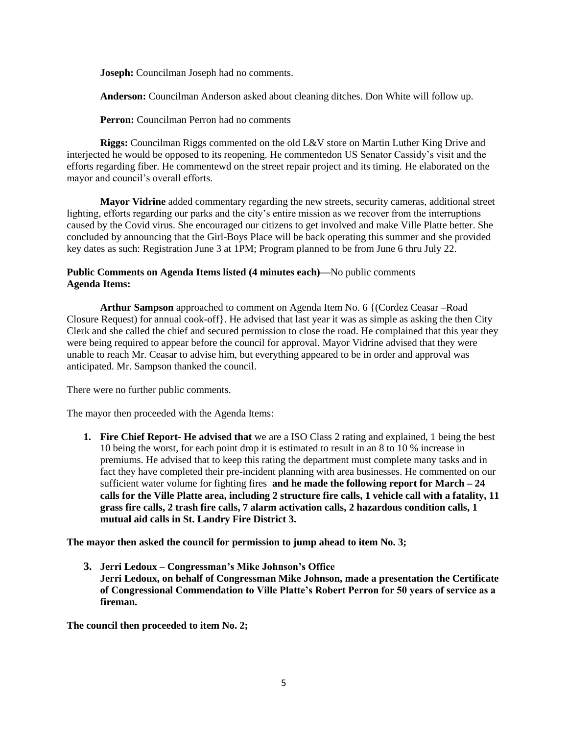**Joseph:** Councilman Joseph had no comments.

**Anderson:** Councilman Anderson asked about cleaning ditches. Don White will follow up.

**Perron:** Councilman Perron had no comments

**Riggs:** Councilman Riggs commented on the old L&V store on Martin Luther King Drive and interjected he would be opposed to its reopening. He commentedon US Senator Cassidy's visit and the efforts regarding fiber. He commentewd on the street repair project and its timing. He elaborated on the mayor and council's overall efforts.

**Mayor Vidrine** added commentary regarding the new streets, security cameras, additional street lighting, efforts regarding our parks and the city's entire mission as we recover from the interruptions caused by the Covid virus. She encouraged our citizens to get involved and make Ville Platte better. She concluded by announcing that the Girl-Boys Place will be back operating this summer and she provided key dates as such: Registration June 3 at 1PM; Program planned to be from June 6 thru July 22.

**Public Comments on Agenda Items listed (4 minutes each)—**No public comments
**Agenda Items:**

**Arthur Sampson** approached to comment on Agenda Item No. 6 {(Cordez Ceasar –Road Closure Request) for annual cook-off}. He advised that last year it was as simple as asking the then City Clerk and she called the chief and secured permission to close the road. He complained that this year they were being required to appear before the council for approval. Mayor Vidrine advised that they were unable to reach Mr. Ceasar to advise him, but everything appeared to be in order and approval was anticipated. Mr. Sampson thanked the council.

There were no further public comments.

The mayor then proceeded with the Agenda Items:

1. **Fire Chief Report- He advised that** we are a ISO Class 2 rating and explained, 1 being the best 10 being the worst, for each point drop it is estimated to result in an 8 to 10 % increase in premiums. He advised that to keep this rating the department must complete many tasks and in fact they have completed their pre-incident planning with area businesses. He commented on our sufficient water volume for fighting fires **and he made the following report for March – 24 calls for the Ville Platte area, including 2 structure fire calls, 1 vehicle call with a fatality, 11 grass fire calls, 2 trash fire calls, 7 alarm activation calls, 2 hazardous condition calls, 1 mutual aid calls in St. Landry Fire District 3.**

**The mayor then asked the council for permission to jump ahead to item No. 3;**

3. **Jerri Ledoux – Congressman's Mike Johnson's Office**
   **Jerri Ledoux, on behalf of Congressman Mike Johnson, made a presentation the Certificate of Congressional Commendation to Ville Platte's Robert Perron for 50 years of service as a fireman.**

**The council then proceeded to item No. 2;**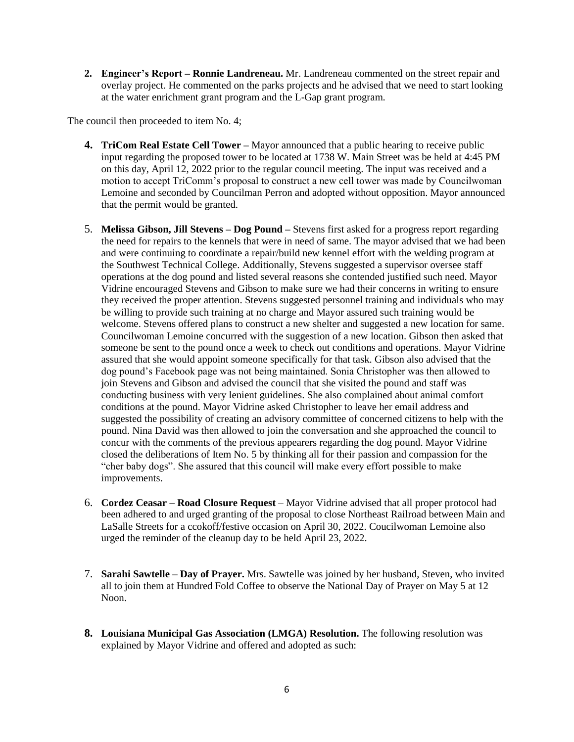2. **Engineer's Report – Ronnie Landreneau.** Mr. Landreneau commented on the street repair and overlay project. He commented on the parks projects and he advised that we need to start looking at the water enrichment grant program and the L-Gap grant program.

The council then proceeded to item No. 4;

4. **TriCom Real Estate Cell Tower –** Mayor announced that a public hearing to receive public input regarding the proposed tower to be located at 1738 W. Main Street was be held at 4:45 PM on this day, April 12, 2022 prior to the regular council meeting. The input was received and a motion to accept TriComm's proposal to construct a new cell tower was made by Councilwoman Lemoine and seconded by Councilman Perron and adopted without opposition. Mayor announced that the permit would be granted.

5. **Melissa Gibson, Jill Stevens – Dog Pound –** Stevens first asked for a progress report regarding the need for repairs to the kennels that were in need of same. The mayor advised that we had been and were continuing to coordinate a repair/build new kennel effort with the welding program at the Southwest Technical College. Additionally, Stevens suggested a supervisor oversee staff operations at the dog pound and listed several reasons she contended justified such need. Mayor Vidrine encouraged Stevens and Gibson to make sure we had their concerns in writing to ensure they received the proper attention. Stevens suggested personnel training and individuals who may be willing to provide such training at no charge and Mayor assured such training would be welcome. Stevens offered plans to construct a new shelter and suggested a new location for same. Councilwoman Lemoine concurred with the suggestion of a new location. Gibson then asked that someone be sent to the pound once a week to check out conditions and operations. Mayor Vidrine assured that she would appoint someone specifically for that task. Gibson also advised that the dog pound's Facebook page was not being maintained. Sonia Christopher was then allowed to join Stevens and Gibson and advised the council that she visited the pound and staff was conducting business with very lenient guidelines. She also complained about animal comfort conditions at the pound. Mayor Vidrine asked Christopher to leave her email address and suggested the possibility of creating an advisory committee of concerned citizens to help with the pound. Nina David was then allowed to join the conversation and she approached the council to concur with the comments of the previous appearers regarding the dog pound. Mayor Vidrine closed the deliberations of Item No. 5 by thinking all for their passion and compassion for the "cher baby dogs". She assured that this council will make every effort possible to make improvements.

6. **Cordez Ceasar – Road Closure Request** – Mayor Vidrine advised that all proper protocol had been adhered to and urged granting of the proposal to close Northeast Railroad between Main and LaSalle Streets for a ccokoff/festive occasion on April 30, 2022. Coucilwoman Lemoine also urged the reminder of the cleanup day to be held April 23, 2022.

7. **Sarahi Sawtelle – Day of Prayer.** Mrs. Sawtelle was joined by her husband, Steven, who invited all to join them at Hundred Fold Coffee to observe the National Day of Prayer on May 5 at 12 Noon.

8. **Louisiana Municipal Gas Association (LMGA) Resolution.** The following resolution was explained by Mayor Vidrine and offered and adopted as such: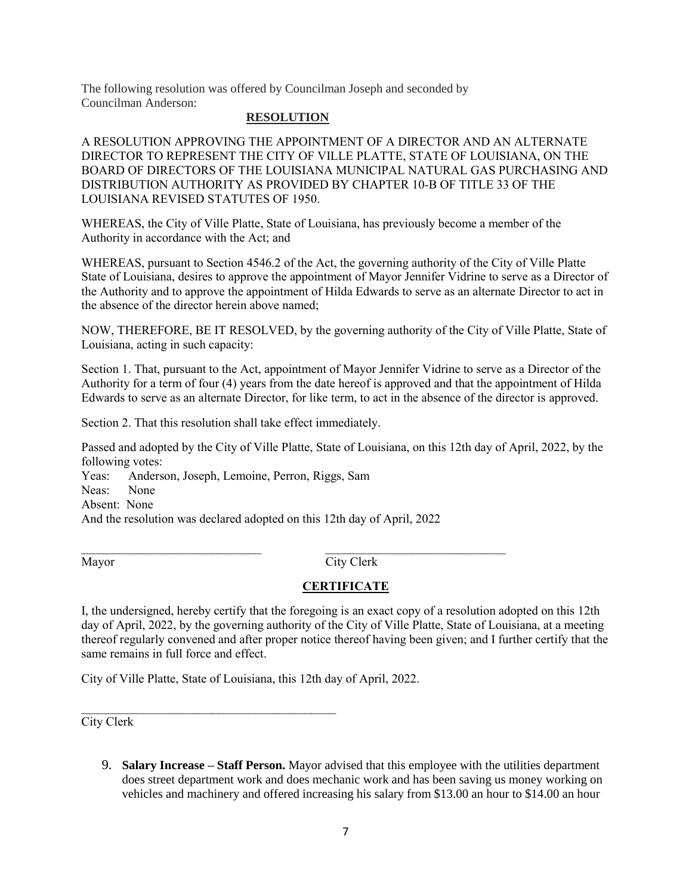The following resolution was offered by Councilman Joseph and seconded by Councilman Anderson:

**RESOLUTION**

A RESOLUTION APPROVING THE APPOINTMENT OF A DIRECTOR AND AN ALTERNATE DIRECTOR TO REPRESENT THE CITY OF VILLE PLATTE, STATE OF LOUISIANA, ON THE BOARD OF DIRECTORS OF THE LOUISIANA MUNICIPAL NATURAL GAS PURCHASING AND DISTRIBUTION AUTHORITY AS PROVIDED BY CHAPTER 10-B OF TITLE 33 OF THE LOUISIANA REVISED STATUTES OF 1950.

WHEREAS, the City of Ville Platte, State of Louisiana, has previously become a member of the Authority in accordance with the Act; and

WHEREAS, pursuant to Section 4546.2 of the Act, the governing authority of the City of Ville Platte State of Louisiana, desires to approve the appointment of Mayor Jennifer Vidrine to serve as a Director of the Authority and to approve the appointment of Hilda Edwards to serve as an alternate Director to act in the absence of the director herein above named;

NOW, THEREFORE, BE IT RESOLVED, by the governing authority of the City of Ville Platte, State of Louisiana, acting in such capacity:

Section 1. That, pursuant to the Act, appointment of Mayor Jennifer Vidrine to serve as a Director of the Authority for a term of four (4) years from the date hereof is approved and that the appointment of Hilda Edwards to serve as an alternate Director, for like term, to act in the absence of the director is approved.

Section 2. That this resolution shall take effect immediately.

Passed and adopted by the City of Ville Platte, State of Louisiana, on this 12th day of April, 2022, by the following votes:
Yeas: Anderson, Joseph, Lemoine, Perron, Riggs, Sam
Neas: None
Absent: None
And the resolution was declared adopted on this 12th day of April, 2022

\_\_\_\_\_\_\_\_\_\_\_\_\_\_\_\_\_\_\_\_\_\_\_\_\_\_\_\_\_\_ \_\_\_\_\_\_\_\_\_\_\_\_\_\_\_\_\_\_\_\_\_\_\_\_\_\_\_\_\_\_
Mayor City Clerk

**CERTIFICATE**

I, the undersigned, hereby certify that the foregoing is an exact copy of a resolution adopted on this 12th day of April, 2022, by the governing authority of the City of Ville Platte, State of Louisiana, at a meeting thereof regularly convened and after proper notice thereof having been given; and I further certify that the same remains in full force and effect.

City of Ville Platte, State of Louisiana, this 12th day of April, 2022.

\_\_\_\_\_\_\_\_\_\_\_\_\_\_\_\_\_\_\_\_\_\_\_\_\_\_\_\_\_\_\_\_\_\_\_\_\_\_\_\_\_\_
City Clerk

9. **Salary Increase – Staff Person.** Mayor advised that this employee with the utilities department does street department work and does mechanic work and has been saving us money working on vehicles and machinery and offered increasing his salary from $13.00 an hour to $14.00 an hour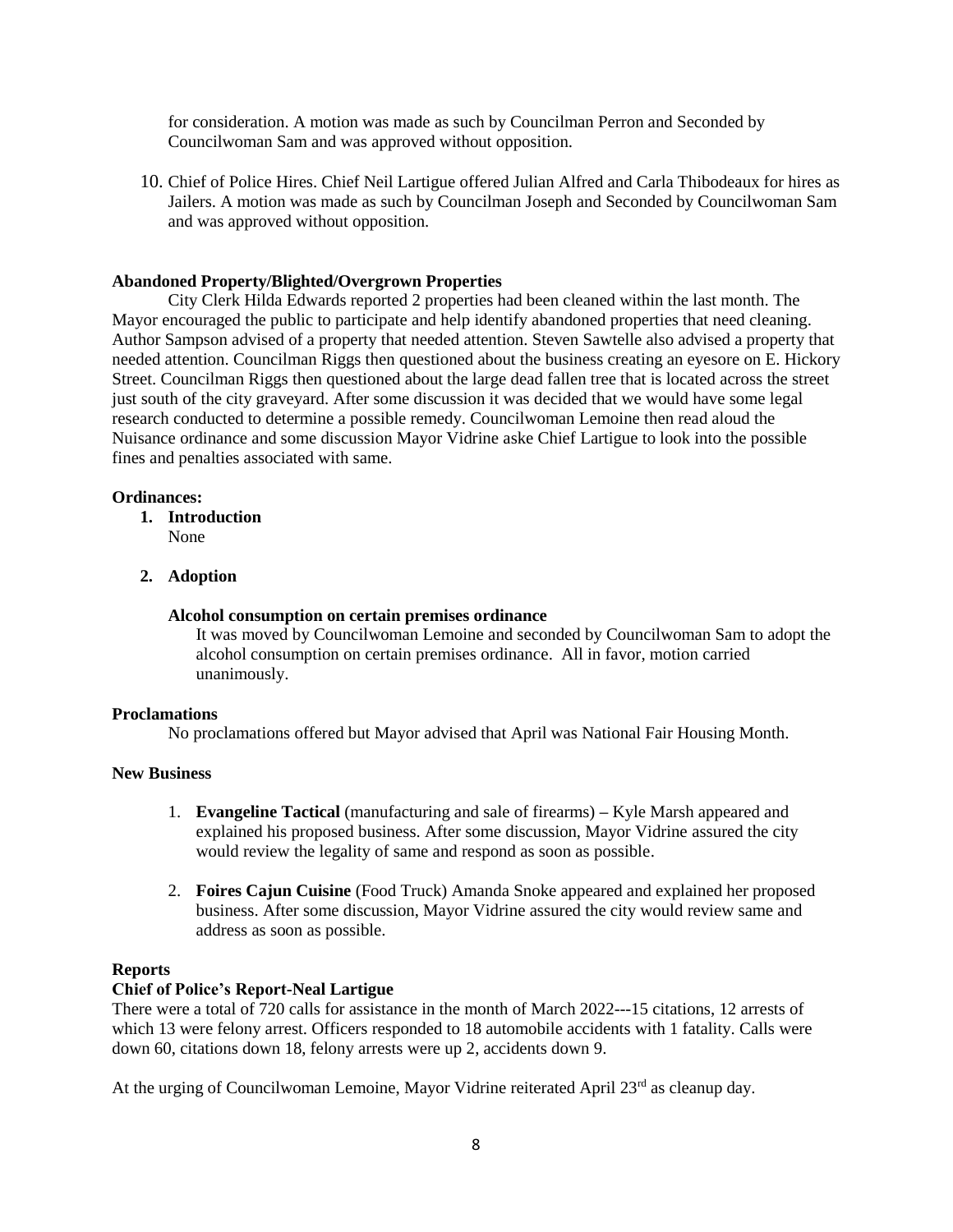for consideration. A motion was made as such by Councilman Perron and Seconded by Councilwoman Sam and was approved without opposition.

10. Chief of Police Hires. Chief Neil Lartigue offered Julian Alfred and Carla Thibodeaux for hires as Jailers. A motion was made as such by Councilman Joseph and Seconded by Councilwoman Sam and was approved without opposition.

**Abandoned Property/Blighted/Overgrown Properties**

City Clerk Hilda Edwards reported 2 properties had been cleaned within the last month. The Mayor encouraged the public to participate and help identify abandoned properties that need cleaning. Author Sampson advised of a property that needed attention. Steven Sawtelle also advised a property that needed attention. Councilman Riggs then questioned about the business creating an eyesore on E. Hickory Street. Councilman Riggs then questioned about the large dead fallen tree that is located across the street just south of the city graveyard. After some discussion it was decided that we would have some legal research conducted to determine a possible remedy. Councilwoman Lemoine then read aloud the Nuisance ordinance and some discussion Mayor Vidrine aske Chief Lartigue to look into the possible fines and penalties associated with same.

**Ordinances:**

1. **Introduction**
   None

2. **Adoption**

   **Alcohol consumption on certain premises ordinance**
   It was moved by Councilwoman Lemoine and seconded by Councilwoman Sam to adopt the alcohol consumption on certain premises ordinance. All in favor, motion carried unanimously.

**Proclamations**

No proclamations offered but Mayor advised that April was National Fair Housing Month.

**New Business**

1. **Evangeline Tactical** (manufacturing and sale of firearms) – Kyle Marsh appeared and explained his proposed business. After some discussion, Mayor Vidrine assured the city would review the legality of same and respond as soon as possible.

2. **Foires Cajun Cuisine** (Food Truck) Amanda Snoke appeared and explained her proposed business. After some discussion, Mayor Vidrine assured the city would review same and address as soon as possible.

**Reports**

**Chief of Police's Report-Neal Lartigue**

There were a total of 720 calls for assistance in the month of March 2022---15 citations, 12 arrests of which 13 were felony arrest. Officers responded to 18 automobile accidents with 1 fatality. Calls were down 60, citations down 18, felony arrests were up 2, accidents down 9.

At the urging of Councilwoman Lemoine, Mayor Vidrine reiterated April 23rd as cleanup day.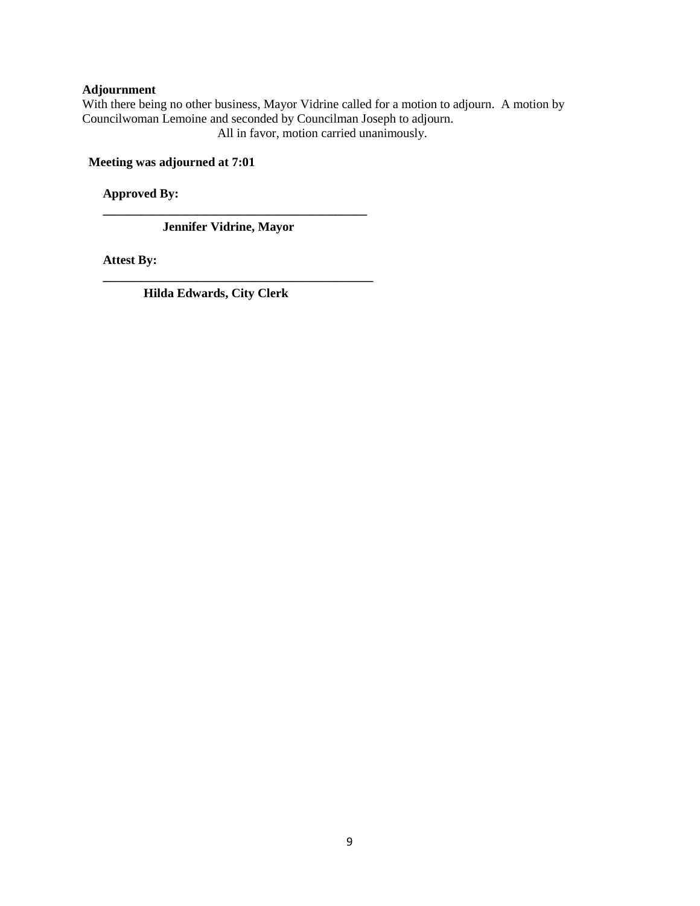**Adjournment**

With there being no other business, Mayor Vidrine called for a motion to adjourn. A motion by Councilwoman Lemoine and seconded by Councilman Joseph to adjourn.

All in favor, motion carried unanimously.

**Meeting was adjourned at 7:01**

**Approved By:**

**_____________________________________________**

**Jennifer Vidrine, Mayor**

**Attest By:**

**______________________________________________**

**Hilda Edwards, City Clerk**